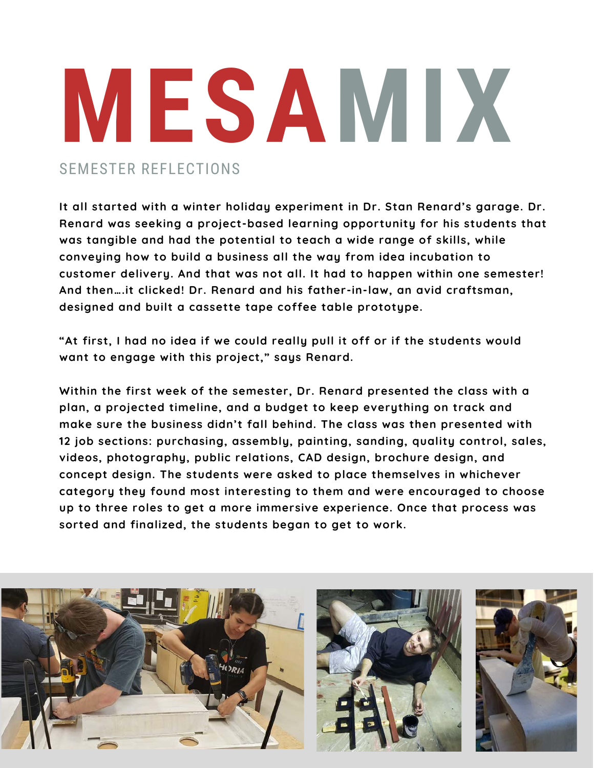# MESAMIX

SEMESTER REFLECTIONS

It all started with a winter holiday experiment in Dr. Stan Renard's garage. Dr. Renard was seeking a project-based learning opportunity for his students that was tangible and had the potential to teach a wide range of skills, while conveying how to build a business all the way from idea incubation to customer delivery. And that was not all. It had to happen within one semester! And then….it clicked! Dr. Renard and his father-in-law, an avid craftsman, designed and built a cassette tape coffee table prototype.

"At first, I had no idea if we could really pull it off or if the students would want to engage with this project," says Renard.

Within the first week of the semester, Dr. Renard presented the class with a plan, a projected timeline, and a budget to keep everything on track and make sure the business didn't fall behind. The class was then presented with 12 job sections: purchasing, assembly, painting, sanding, quality control, sales, videos, photography, public relations, CAD design, brochure design, and concept design. The students were asked to place themselves in whichever category they found most interesting to them and were encouraged to choose up to three roles to get a more immersive experience. Once that process was sorted and finalized, the students began to get to work.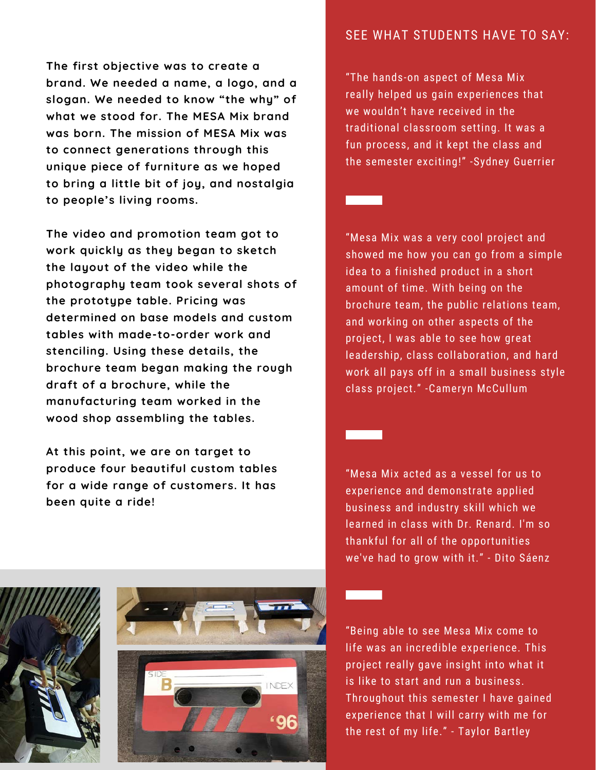The first objective was to create a brand. We needed a name, a logo, and a slogan. We needed to know “the why” of what we stood for. The MESA Mix brand was born. The mission of MESA Mix was to connect generations through this unique piece of furniture as we hoped to bring a little bit of joy, and nostalgia to people’s living rooms.

The video and promotion team got to work quickly as they began to sketch the layout of the video while the photography team took several shots of the prototype table. Pricing was determined on base models and custom tables with made-to-order work and stenciling. Using these details, the brochure team began making the rough draft of a brochure, while the manufacturing team worked in the wood shop assembling the tables.

At this point, we are on target to produce four beautiful custom tables for a wide range of customers. It has been quite a ride!

## SEE WHAT STUDENTS HAVE TO SAY:

“The hands-on aspect of Mesa Mix really helped us gain experiences that we wouldn’t have received in the traditional classroom setting. It was a fun process, and it kept the class and the semester exciting!” -Sydney Guerrier

“Mesa Mix was a very cool project and showed me how you can go from a simple idea to a finished product in a short amount of time. With being on the brochure team, the public relations team, and working on other aspects of the project, I was able to see how great leadership, class collaboration, and hard work all pays off in a small business style class project.” -Cameryn McCullum

“Mesa Mix acted as a vessel for us to experience and demonstrate applied business and industry skill which we learned in class with Dr. Renard. I'm so thankful for all of the opportunities we've had to grow with it.” - Dito Sáenz

“Being able to see Mesa Mix come to life was an incredible experience. This project really gave insight into what it is like to start and run a business. Throughout this semester I have gained experience that I will carry with me for the rest of my life.” - Taylor Bartley